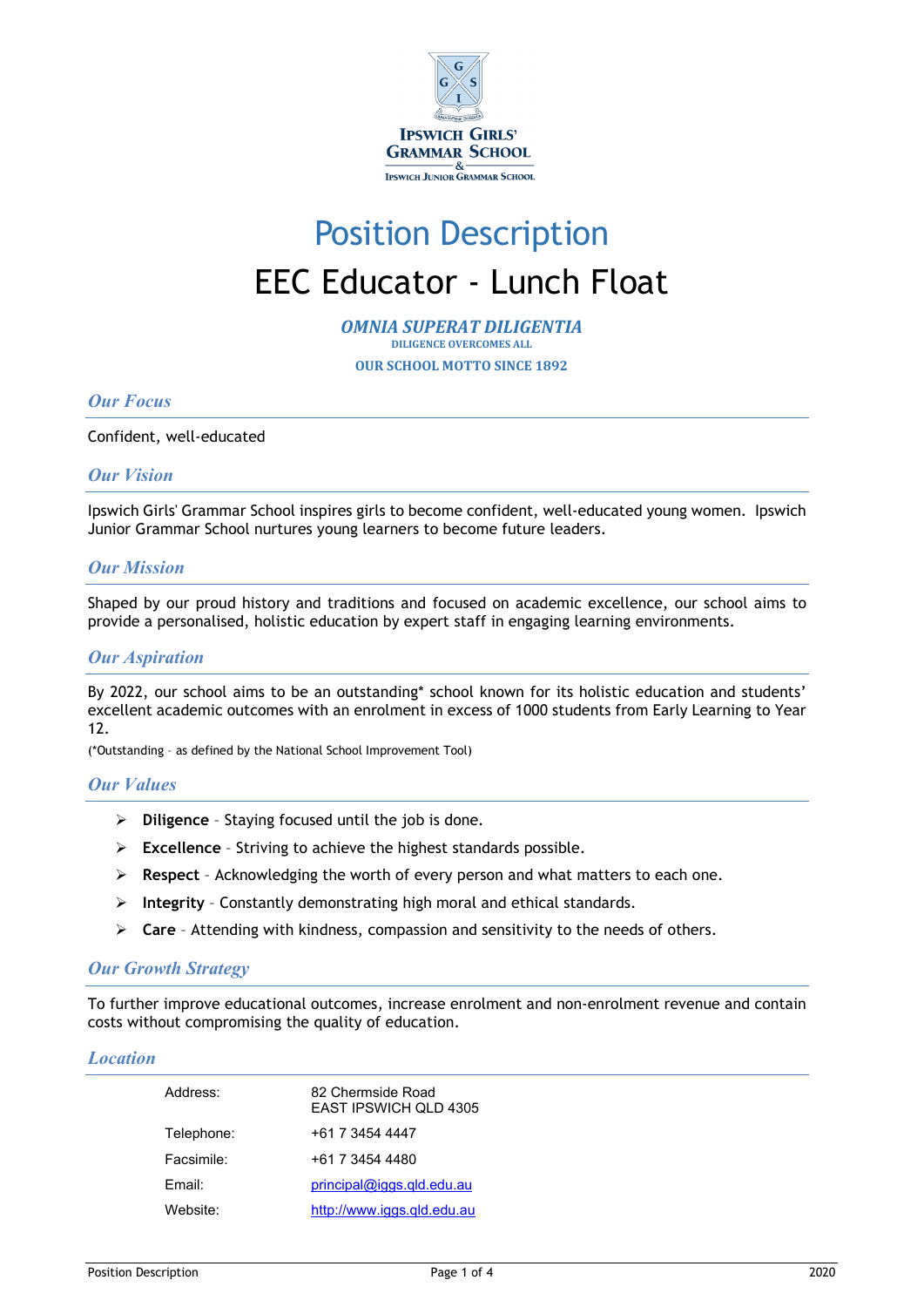IPSWICH GIRLS' GRAMMAR SCHOOL
&
IPSWICH JUNIOR GRAMMAR SCHOOL

# Position Description

# EEC Educator - Lunch Float

***OMNIA SUPERAT DILIGENTIA***
**DILIGENCE OVERCOMES ALL**
**OUR SCHOOL MOTTO SINCE 1892**

## *Our Focus*

Confident, well-educated

## *Our Vision*

Ipswich Girls' Grammar School inspires girls to become confident, well-educated young women. Ipswich Junior Grammar School nurtures young learners to become future leaders.

## *Our Mission*

Shaped by our proud history and traditions and focused on academic excellence, our school aims to provide a personalised, holistic education by expert staff in engaging learning environments.

## *Our Aspiration*

By 2022, our school aims to be an outstanding* school known for its holistic education and students' excellent academic outcomes with an enrolment in excess of 1000 students from Early Learning to Year 12.

(*Outstanding – as defined by the National School Improvement Tool)

## *Our Values*

- **Diligence** – Staying focused until the job is done.
- **Excellence** – Striving to achieve the highest standards possible.
- **Respect** – Acknowledging the worth of every person and what matters to each one.
- **Integrity** – Constantly demonstrating high moral and ethical standards.
- **Care** – Attending with kindness, compassion and sensitivity to the needs of others.

## *Our Growth Strategy*

To further improve educational outcomes, increase enrolment and non-enrolment revenue and contain costs without compromising the quality of education.

## *Location*

| | |
|---|---|
| Address: | 82 Chermside Road<br>EAST IPSWICH QLD 4305 |
| Telephone: | +61 7 3454 4447 |
| Facsimile: | +61 7 3454 4480 |
| Email: | principal@iggs.qld.edu.au |
| Website: | http://www.iggs.qld.edu.au |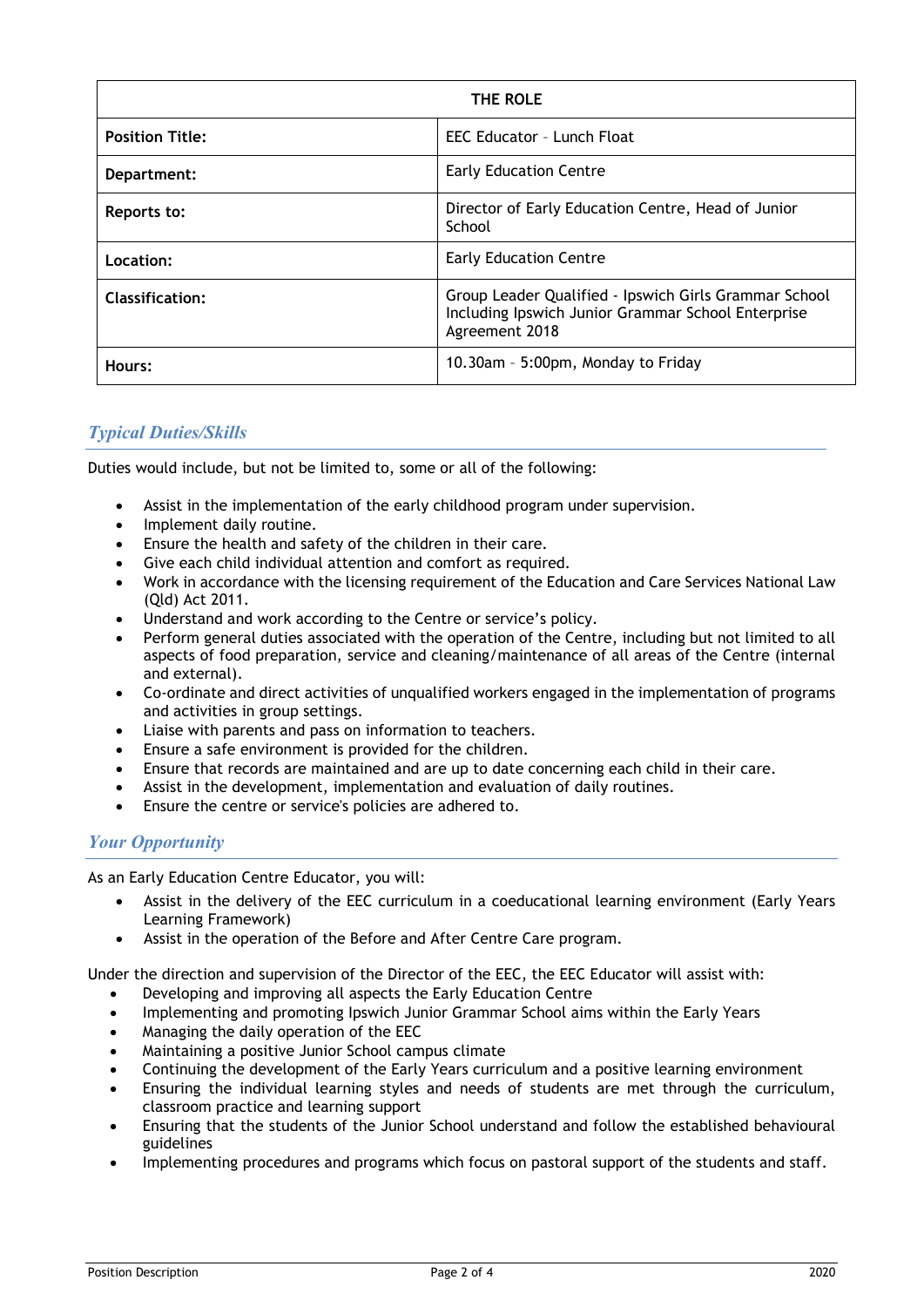| THE ROLE | |
|---|---|
| **Position Title:** | EEC Educator – Lunch Float |
| **Department:** | Early Education Centre |
| **Reports to:** | Director of Early Education Centre, Head of Junior School |
| **Location:** | Early Education Centre |
| **Classification:** | Group Leader Qualified - Ipswich Girls Grammar School Including Ipswich Junior Grammar School Enterprise Agreement 2018 |
| **Hours:** | 10.30am – 5:00pm, Monday to Friday |

## *Typical Duties/Skills*

Duties would include, but not be limited to, some or all of the following:

- Assist in the implementation of the early childhood program under supervision.
- Implement daily routine.
- Ensure the health and safety of the children in their care.
- Give each child individual attention and comfort as required.
- Work in accordance with the licensing requirement of the Education and Care Services National Law (Qld) Act 2011.
- Understand and work according to the Centre or service's policy.
- Perform general duties associated with the operation of the Centre, including but not limited to all aspects of food preparation, service and cleaning/maintenance of all areas of the Centre (internal and external).
- Co-ordinate and direct activities of unqualified workers engaged in the implementation of programs and activities in group settings.
- Liaise with parents and pass on information to teachers.
- Ensure a safe environment is provided for the children.
- Ensure that records are maintained and are up to date concerning each child in their care.
- Assist in the development, implementation and evaluation of daily routines.
- Ensure the centre or service's policies are adhered to.

## *Your Opportunity*

As an Early Education Centre Educator, you will:

- Assist in the delivery of the EEC curriculum in a coeducational learning environment (Early Years Learning Framework)
- Assist in the operation of the Before and After Centre Care program.

Under the direction and supervision of the Director of the EEC, the EEC Educator will assist with:

- Developing and improving all aspects the Early Education Centre
- Implementing and promoting Ipswich Junior Grammar School aims within the Early Years
- Managing the daily operation of the EEC
- Maintaining a positive Junior School campus climate
- Continuing the development of the Early Years curriculum and a positive learning environment
- Ensuring the individual learning styles and needs of students are met through the curriculum, classroom practice and learning support
- Ensuring that the students of the Junior School understand and follow the established behavioural guidelines
- Implementing procedures and programs which focus on pastoral support of the students and staff.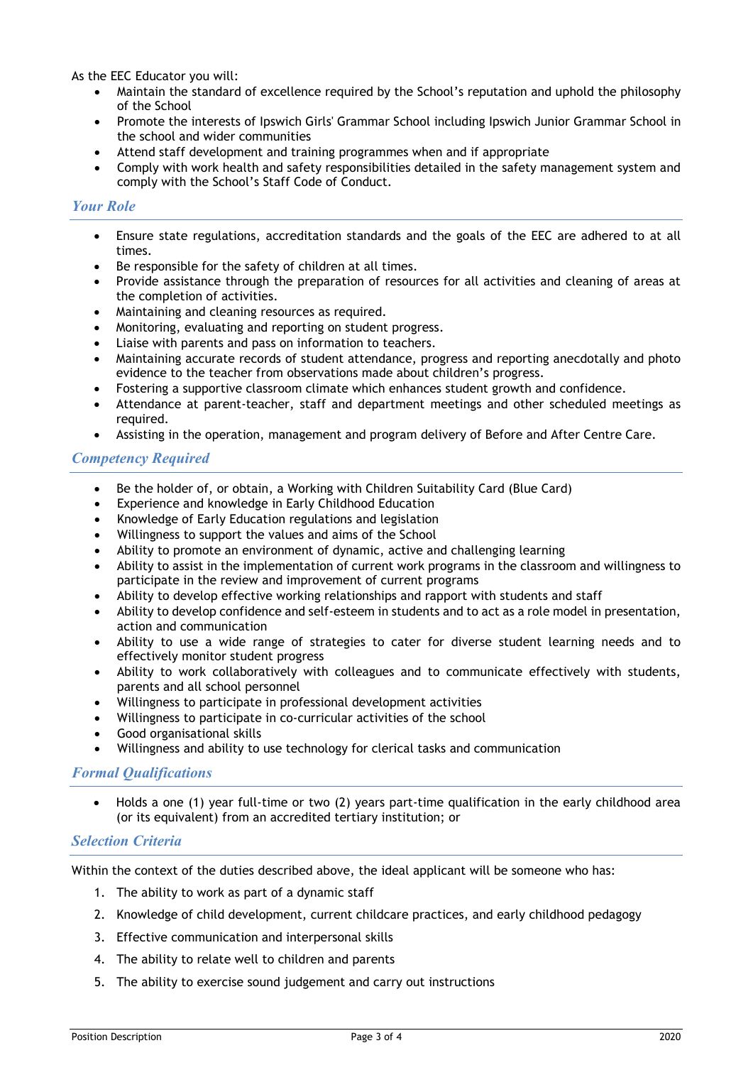As the EEC Educator you will:

- Maintain the standard of excellence required by the School's reputation and uphold the philosophy of the School
- Promote the interests of Ipswich Girls' Grammar School including Ipswich Junior Grammar School in the school and wider communities
- Attend staff development and training programmes when and if appropriate
- Comply with work health and safety responsibilities detailed in the safety management system and comply with the School's Staff Code of Conduct.

## *Your Role*

- Ensure state regulations, accreditation standards and the goals of the EEC are adhered to at all times.
- Be responsible for the safety of children at all times.
- Provide assistance through the preparation of resources for all activities and cleaning of areas at the completion of activities.
- Maintaining and cleaning resources as required.
- Monitoring, evaluating and reporting on student progress.
- Liaise with parents and pass on information to teachers.
- Maintaining accurate records of student attendance, progress and reporting anecdotally and photo evidence to the teacher from observations made about children's progress.
- Fostering a supportive classroom climate which enhances student growth and confidence.
- Attendance at parent-teacher, staff and department meetings and other scheduled meetings as required.
- Assisting in the operation, management and program delivery of Before and After Centre Care.

## *Competency Required*

- Be the holder of, or obtain, a Working with Children Suitability Card (Blue Card)
- Experience and knowledge in Early Childhood Education
- Knowledge of Early Education regulations and legislation
- Willingness to support the values and aims of the School
- Ability to promote an environment of dynamic, active and challenging learning
- Ability to assist in the implementation of current work programs in the classroom and willingness to participate in the review and improvement of current programs
- Ability to develop effective working relationships and rapport with students and staff
- Ability to develop confidence and self-esteem in students and to act as a role model in presentation, action and communication
- Ability to use a wide range of strategies to cater for diverse student learning needs and to effectively monitor student progress
- Ability to work collaboratively with colleagues and to communicate effectively with students, parents and all school personnel
- Willingness to participate in professional development activities
- Willingness to participate in co-curricular activities of the school
- Good organisational skills
- Willingness and ability to use technology for clerical tasks and communication

## *Formal Qualifications*

- Holds a one (1) year full-time or two (2) years part-time qualification in the early childhood area (or its equivalent) from an accredited tertiary institution; or

## *Selection Criteria*

Within the context of the duties described above, the ideal applicant will be someone who has:

1. The ability to work as part of a dynamic staff
2. Knowledge of child development, current childcare practices, and early childhood pedagogy
3. Effective communication and interpersonal skills
4. The ability to relate well to children and parents
5. The ability to exercise sound judgement and carry out instructions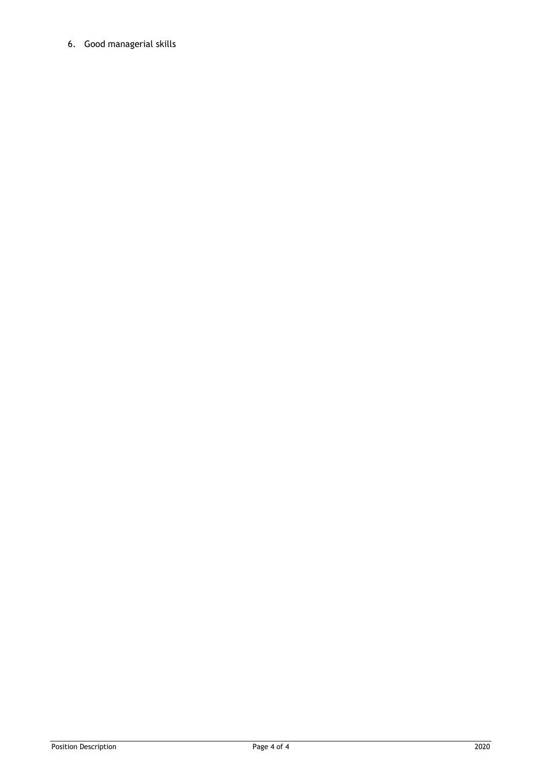6. Good managerial skills